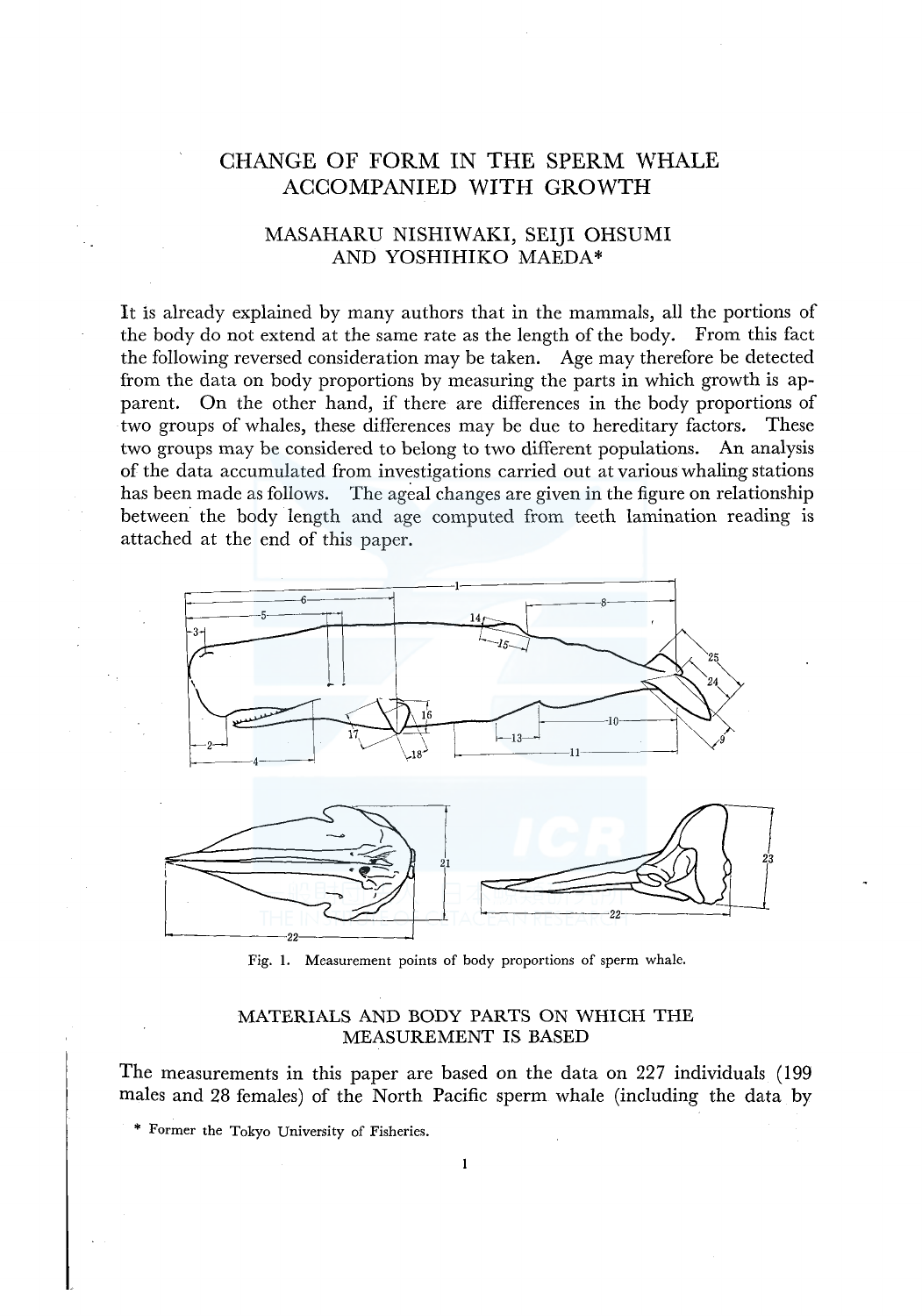# CHANGE OF FORM IN THE SPERM WHALE ACCOMPANIED WITH GROWTH

## MASAHARU NISHIWAKI, SEIJI OHSUMI AND YOSHIHIKO MAEDA*

It is already explained by many authors that in the mammals, all the portions of the body do not extend at the same rate as the length of the body. From this fact the following reversed consideration may be taken. Age may therefore be detected from the data on body proportions by measuring the parts in which growth is apparent. On the other hand, if there are differences in the body proportions of two groups of whales, these differences may be due to hereditary factors. These two groups may be considered to belong to two different populations. An analysis of the data accumulated from investigations carried out at various whaling stations has been made as follows. The ageal changes are given in the figure on relationship between the body length and age computed from teeth lamination reading is attached at the end of this paper.

Fig. 1. Measurement points of body proportions of sperm whale.

## MATERIALS AND BODY PARTS ON WHICH THE MEASUREMENT IS BASED

The measurements in this paper are based on the data on 227 individuals (199 males and 28 females) of the North Pacific sperm whale (including the data by

\* Former the Tokyo University of Fisheries.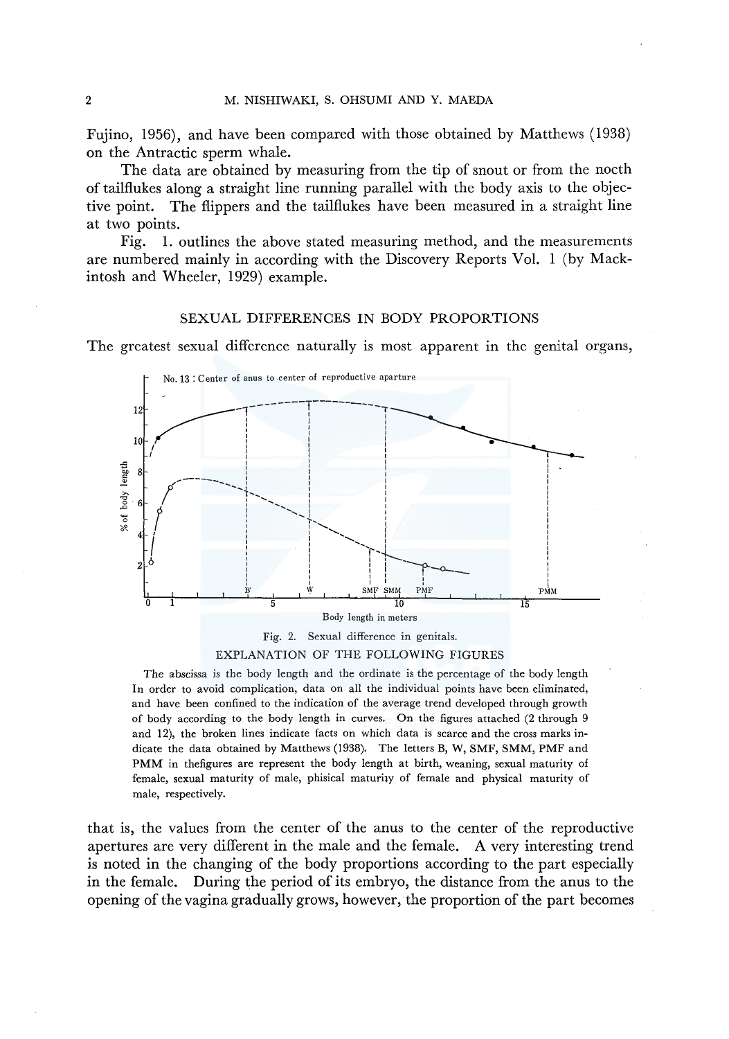Fujino, 1956), and have been compared with those obtained by Matthews (1938) on the Antractic sperm whale.

The data are obtained by measuring from the tip of snout or from the nocth of tailflukes along a straight line running parallel with the body axis to the objective point. The flippers and the tailflukes have been measured in a straight line at two points.

Fig. 1. outlines the above stated measuring method, and the measurements are numbered mainly in according with the Discovery Reports Vol. 1 (by Mackintosh and Wheeler, 1929) example.

## SEXUAL DIFFERENCES IN BODY PROPORTIONS

The greatest sexual difference naturally is most apparent in the genital organs,

Fig. 2. Sexual difference in genitals.

EXPLANATION OF THE FOLLOWING FIGURES

The abscissa is the body length and the ordinate is the percentage of the body length In order to avoid complication, data on all the individual points have been eliminated, and have been confined to the indication of the average trend developed through growth of body according to the body length in curves. On the figures attached (2 through 9 and 12), the broken lines indicate facts on which data is scarce and the cross marks indicate the data obtained by Matthews (1938). The letters B, W, SMF, SMM, PMF and PMM in thefigures are represent the body length at birth, weaning, sexual maturity of female, sexual maturity of male, phisical maturiy of female and physical maturity of male, respectively.

that is, the values from the center of the anus to the center of the reproductive apertures are very different in the male and the female. A very interesting trend is noted in the changing of the body proportions according to the part especially in the female. During the period of its embryo, the distance from the anus to the opening of the vagina gradually grows, however, the proportion of the part becomes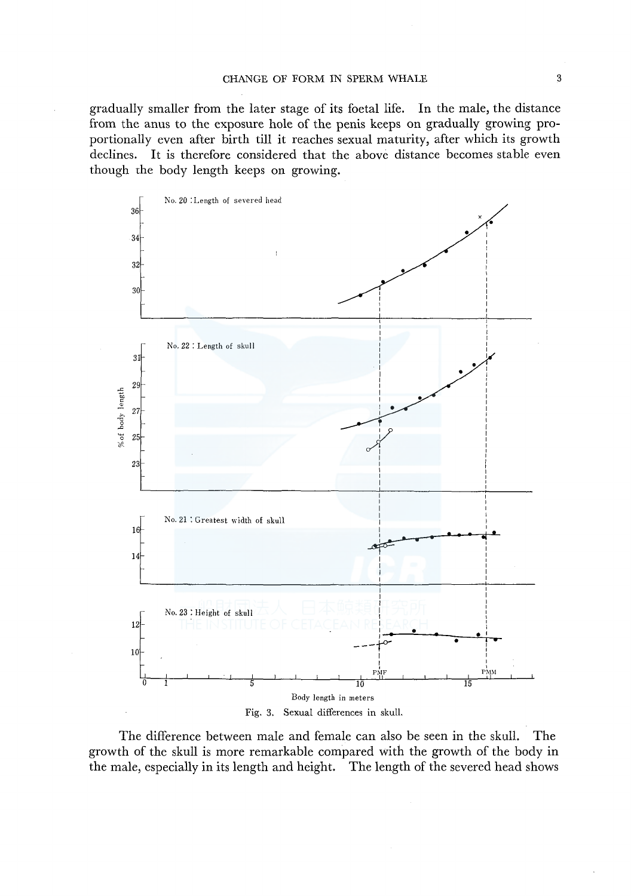gradually smaller from the later stage of its foetal life. In the male, the distance from the anus to the exposure hole of the penis keeps on gradually growing proportionally even after birth till it reaches sexual maturity, after which its growth declines. It is therefore considered that the above distance becomes stable even though the body length keeps on growing.

Fig. 3. Sexual differences in skull.

The difference between male and female can also be seen in the skull. The growth of the skull is more remarkable compared with the growth of the body in the male, especially in its length and height. The length of the severed head shows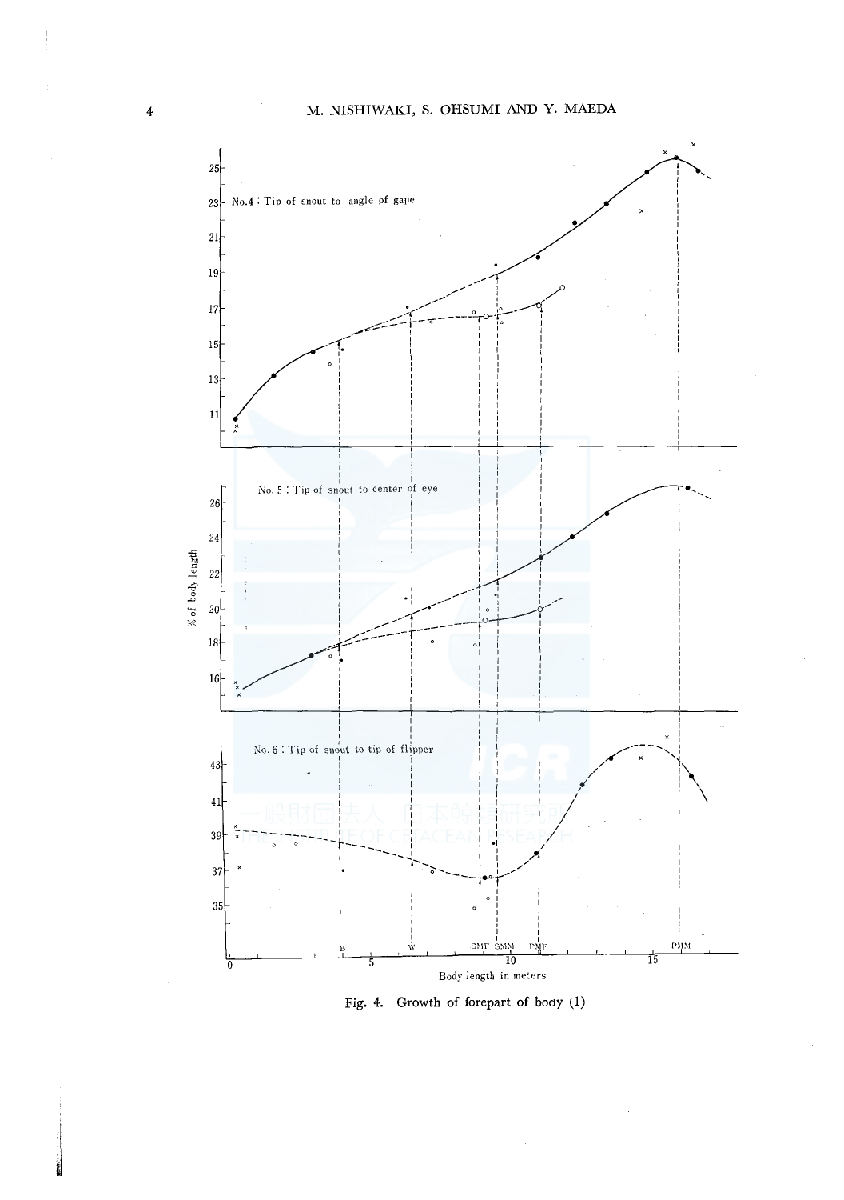No. 4 : Tip of snout to angle of gape

No. 5 : Tip of snout to center of eye

No. 6 : Tip of snout to tip of flipper

% of body length

Body length in meters

Fig. 4. Growth of forepart of body (1)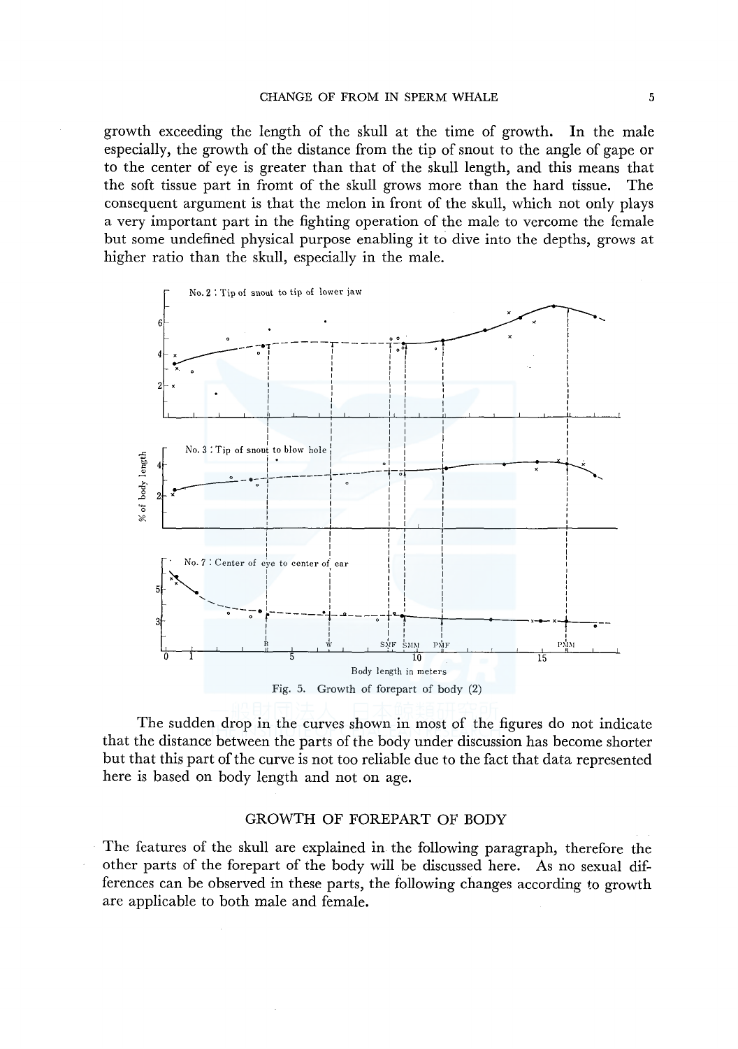growth exceeding the length of the skull at the time of growth. In the male especially, the growth of the distance from the tip of snout to the angle of gape or to the center of eye is greater than that of the skull length, and this means that the soft tissue part in fromt of the skull grows more than the hard tissue. The consequent argument is that the melon in front of the skull, which not only plays a very important part in the fighting operation of the male to vercome the female but some undefined physical purpose enabling it to dive into the depths, grows at higher ratio than the skull, especially in the male.

Fig. 5. Growth of forepart of body (2)

The sudden drop in the curves shown in most of the figures do not indicate that the distance between the parts of the body under discussion has become shorter but that this part of the curve is not too reliable due to the fact that data represented here is based on body length and not on age.

## GROWTH OF FOREPART OF BODY

The features of the skull are explained in the following paragraph, therefore the other parts of the forepart of the body will be discussed here. As no sexual differences can be observed in these parts, the following changes according to growth are applicable to both male and female.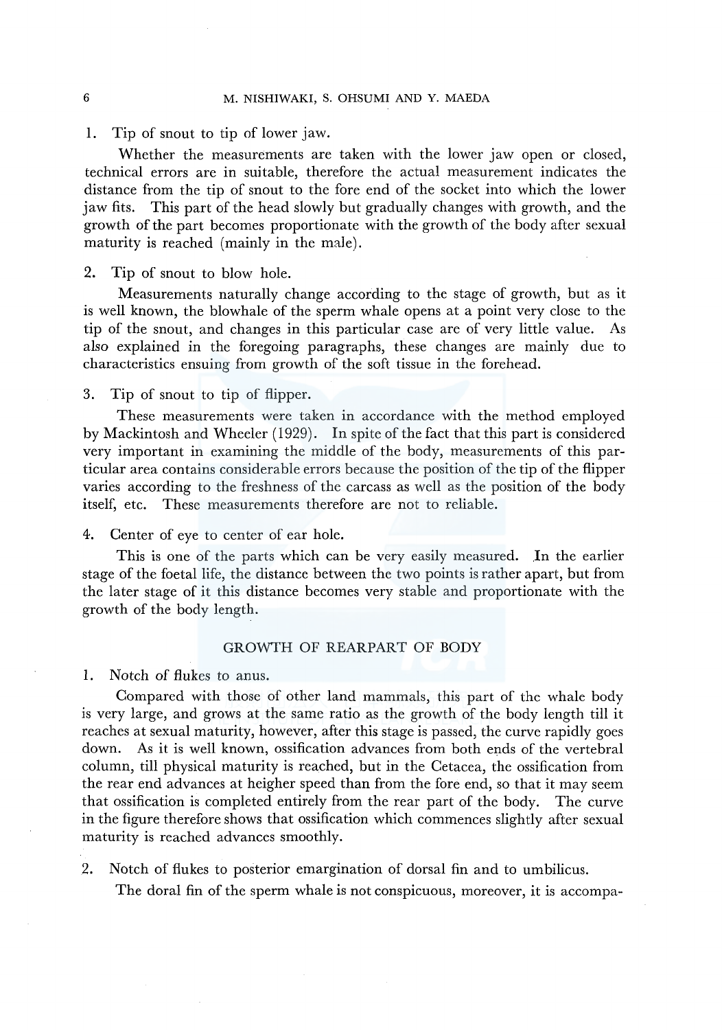1. Tip of snout to tip of lower jaw.

Whether the measurements are taken with the lower jaw open or closed, technical errors are in suitable, therefore the actual measurement indicates the distance from the tip of snout to the fore end of the socket into which the lower jaw fits. This part of the head slowly but gradually changes with growth, and the growth of the part becomes proportionate with the growth of the body after sexual maturity is reached (mainly in the male).

2. Tip of snout to blow hole.

Measurements naturally change according to the stage of growth, but as it is well known, the blowhale of the sperm whale opens at a point very close to the tip of the snout, and changes in this particular case are of very little value. As also explained in the foregoing paragraphs, these changes are mainly due to characteristics ensuing from growth of the soft tissue in the forehead.

3. Tip of snout to tip of flipper.

These measurements were taken in accordance with the method employed by Mackintosh and Wheeler (1929). In spite of the fact that this part is considered very important in examining the middle of the body, measurements of this particular area contains considerable errors because the position of the tip of the flipper varies according to the freshness of the carcass as well as the position of the body itself, etc. These measurements therefore are not to reliable.

4. Center of eye to center of ear hole.

This is one of the parts which can be very easily measured. In the earlier stage of the foetal life, the distance between the two points is rather apart, but from the later stage of it this distance becomes very stable and proportionate with the growth of the body length.

## GROWTH OF REARPART OF BODY

1. Notch of flukes to anus.

Compared with those of other land mammals, this part of the whale body is very large, and grows at the same ratio as the growth of the body length till it reaches at sexual maturity, however, after this stage is passed, the curve rapidly goes down. As it is well known, ossification advances from both ends of the vertebral column, till physical maturity is reached, but in the Cetacea, the ossification from the rear end advances at heigher speed than from the fore end, so that it may seem that ossification is completed entirely from the rear part of the body. The curve in the figure therefore shows that ossification which commences slightly after sexual maturity is reached advances smoothly.

2. Notch of flukes to posterior emargination of dorsal fin and to umbilicus.

The doral fin of the sperm whale is not conspicuous, moreover, it is accompa-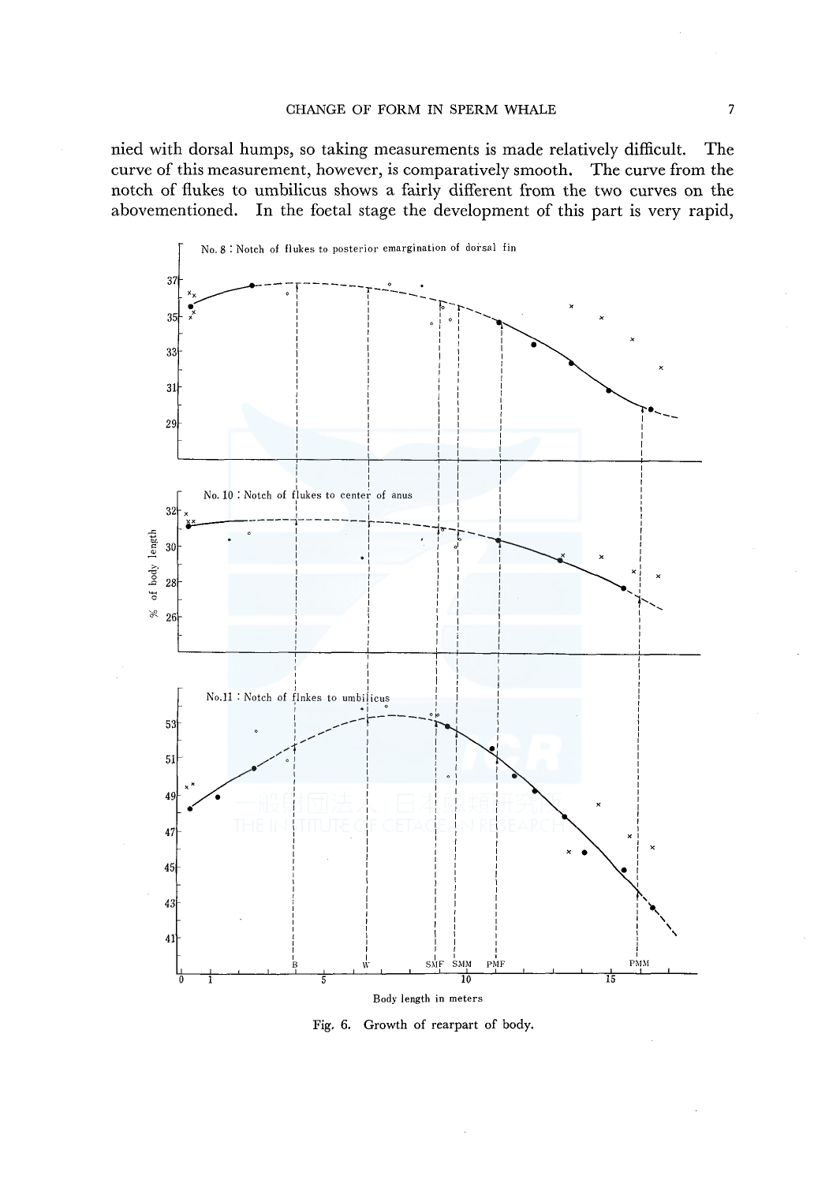nied with dorsal humps, so taking measurements is made relatively difficult. The curve of this measurement, however, is comparatively smooth. The curve from the notch of flukes to umbilicus shows a fairly different from the two curves on the abovementioned. In the foetal stage the development of this part is very rapid,

Fig. 6. Growth of rearpart of body.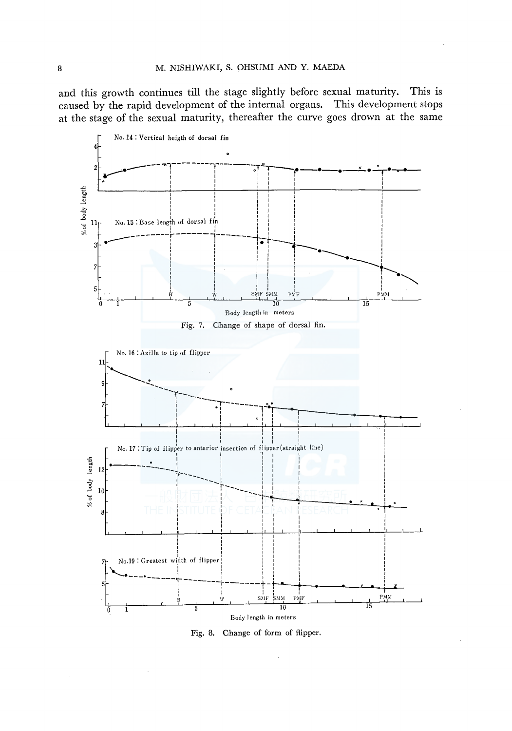and this growth continues till the stage slightly before sexual maturity. This is caused by the rapid development of the internal organs. This development stops at the stage of the sexual maturity, thereafter the curve goes drown at the same

Fig. 7. Change of shape of dorsal fin.

Fig. 8. Change of form of flipper.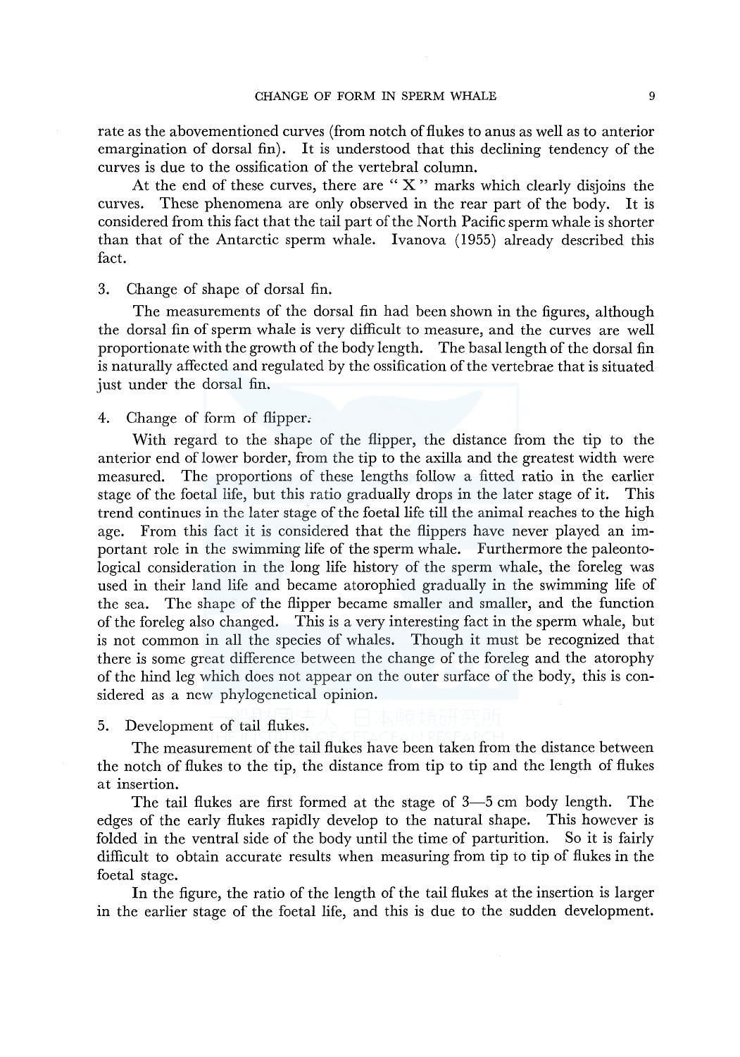rate as the abovementioned curves (from notch of flukes to anus as well as to anterior emargination of dorsal fin). It is understood that this declining tendency of the curves is due to the ossification of the vertebral column.

At the end of these curves, there are " X " marks which clearly disjoins the curves. These phenomena are only observed in the rear part of the body. It is considered from this fact that the tail part of the North Pacific sperm whale is shorter than that of the Antarctic sperm whale. Ivanova (1955) already described this fact.

3. Change of shape of dorsal fin.

The measurements of the dorsal fin had been shown in the figures, although the dorsal fin of sperm whale is very difficult to measure, and the curves are well proportionate with the growth of the body length. The basal length of the dorsal fin is naturally affected and regulated by the ossification of the vertebrae that is situated just under the dorsal fin.

4. Change of form of flipper.

With regard to the shape of the flipper, the distance from the tip to the anterior end of lower border, from the tip to the axilla and the greatest width were measured. The proportions of these lengths follow a fitted ratio in the earlier stage of the foetal life, but this ratio gradually drops in the later stage of it. This trend continues in the later stage of the foetal life till the animal reaches to the high age. From this fact it is considered that the flippers have never played an important role in the swimming life of the sperm whale. Furthermore the paleontological consideration in the long life history of the sperm whale, the foreleg was used in their land life and became atorophied gradually in the swimming life of the sea. The shape of the flipper became smaller and smaller, and the function of the foreleg also changed. This is a very interesting fact in the sperm whale, but is not common in all the species of whales. Though it must be recognized that there is some great difference between the change of the foreleg and the atorophy of the hind leg which does not appear on the outer surface of the body, this is considered as a new phylogenetical opinion.

5. Development of tail flukes.

The measurement of the tail flukes have been taken from the distance between the notch of flukes to the tip, the distance from tip to tip and the length of flukes at insertion.

The tail flukes are first formed at the stage of 3—5 cm body length. The edges of the early flukes rapidly develop to the natural shape. This however is folded in the ventral side of the body until the time of parturition. So it is fairly difficult to obtain accurate results when measuring from tip to tip of flukes in the foetal stage.

In the figure, the ratio of the length of the tail flukes at the insertion is larger in the earlier stage of the foetal life, and this is due to the sudden development.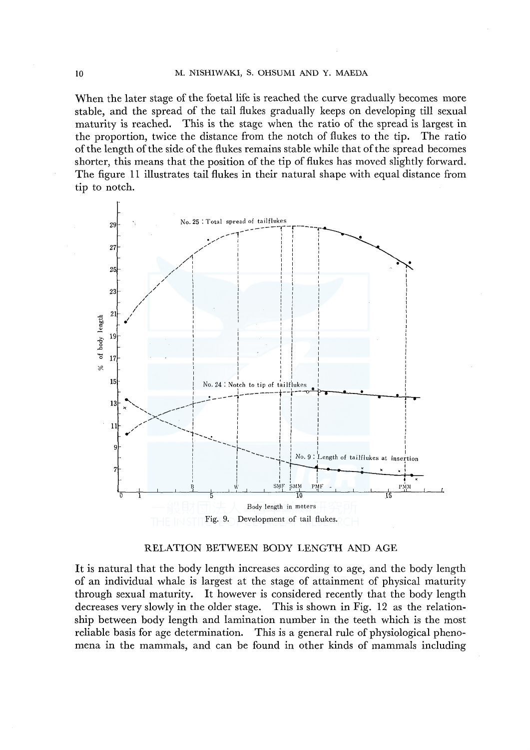When the later stage of the foetal life is reached the curve gradually becomes more stable, and the spread of the tail flukes gradually keeps on developing till sexual maturity is reached. This is the stage when the ratio of the spread is largest in the proportion, twice the distance from the notch of flukes to the tip. The ratio of the length of the side of the flukes remains stable while that of the spread becomes shorter, this means that the position of the tip of flukes has moved slightly forward. The figure 11 illustrates tail flukes in their natural shape with equal distance from tip to notch.

Fig. 9. Development of tail flukes.

## RELATION BETWEEN BODY LENGTH AND AGE

It is natural that the body length increases according to age, and the body length of an individual whale is largest at the stage of attainment of physical maturity through sexual maturity. It however is considered recently that the body length decreases very slowly in the older stage. This is shown in Fig. 12 as the relationship between body length and lamination number in the teeth which is the most reliable basis for age determination. This is a general rule of physiological phenomena in the mammals, and can be found in other kinds of mammals including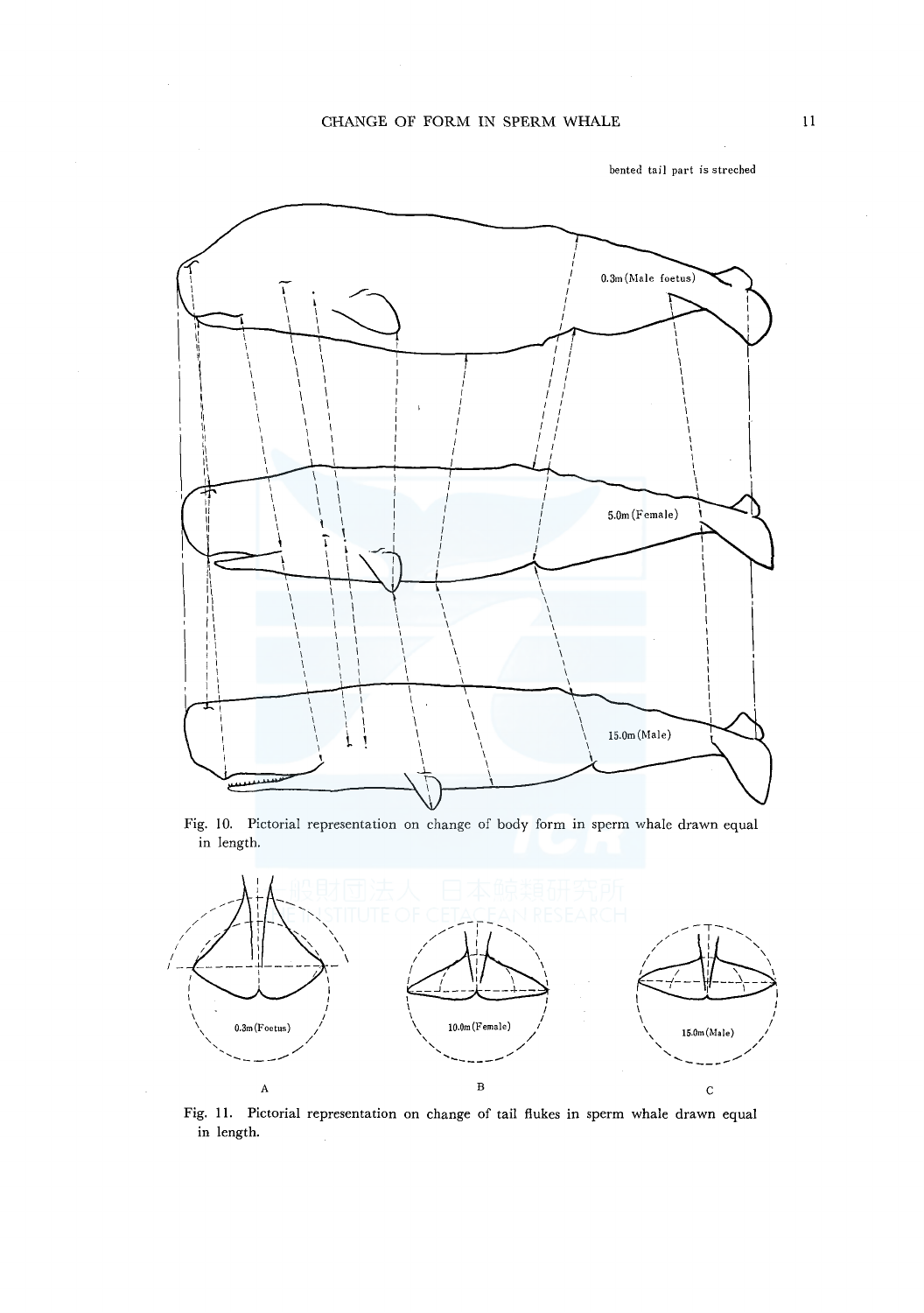Fig. 10. Pictorial representation on change of body form in sperm whale drawn equal in length.

Fig. 11. Pictorial representation on change of tail flukes in sperm whale drawn equal in length.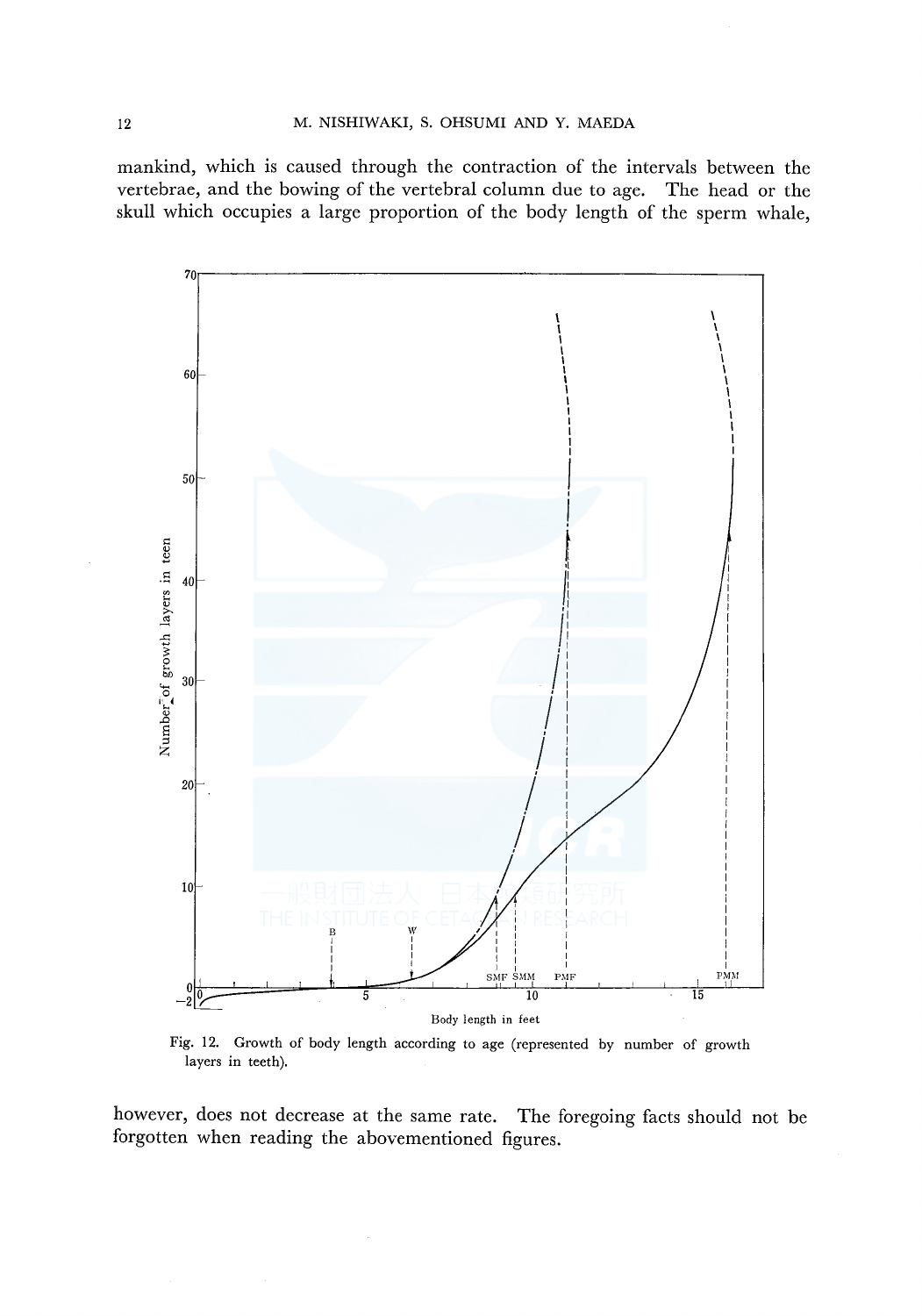mankind, which is caused through the contraction of the intervals between the vertebrae, and the bowing of the vertebral column due to age. The head or the skull which occupies a large proportion of the body length of the sperm whale,

Fig. 12. Growth of body length according to age (represented by number of growth layers in teeth).

however, does not decrease at the same rate. The foregoing facts should not be forgotten when reading the abovementioned figures.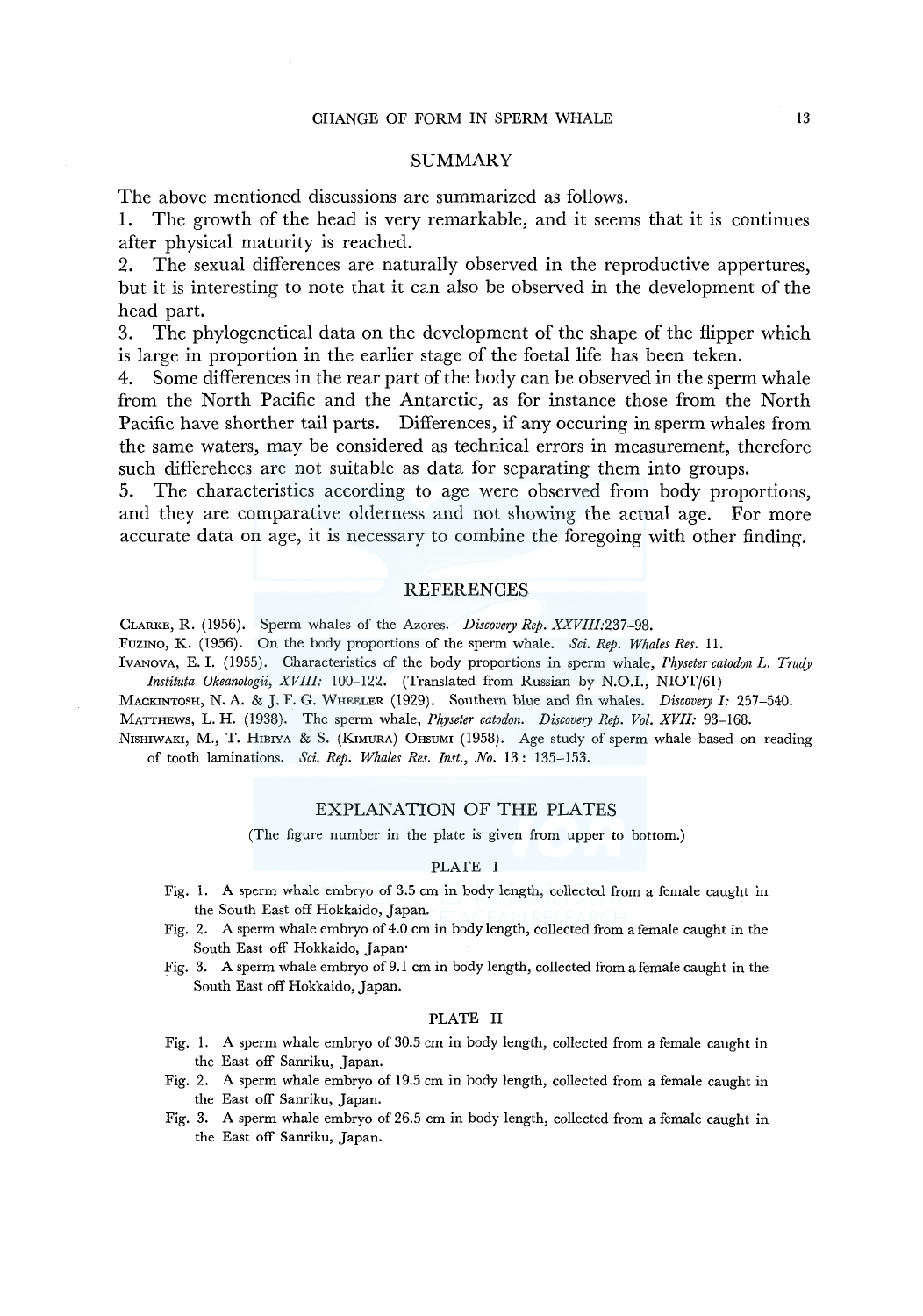## SUMMARY

The above mentioned discussions are summarized as follows.

1. The growth of the head is very remarkable, and it seems that it is continues after physical maturity is reached.
2. The sexual differences are naturally observed in the reproductive appertures, but it is interesting to note that it can also be observed in the development of the head part.
3. The phylogenetical data on the development of the shape of the flipper which is large in proportion in the earlier stage of the foetal life has been teken.
4. Some differences in the rear part of the body can be observed in the sperm whale from the North Pacific and the Antarctic, as for instance those from the North Pacific have shorther tail parts. Differences, if any occuring in sperm whales from the same waters, may be considered as technical errors in measurement, therefore such differehces are not suitable as data for separating them into groups.
5. The characteristics according to age were observed from body proportions, and they are comparative olderness and not showing the actual age. For more accurate data on age, it is necessary to combine the foregoing with other finding.

## REFERENCES

CLARKE, R. (1956). Sperm whales of the Azores. *Discovery Rep. XXVIII*:237–98.

FUZINO, K. (1956). On the body proportions of the sperm whale. *Sci. Rep. Whales Res.* 11.

IVANOVA, E. I. (1955). Characteristics of the body proportions in sperm whale, *Physeter catodon L. Trudy Instituta Okeanologii, XVIII:* 100–122. (Translated from Russian by N.O.I., NIOT/61)

MACKINTOSH, N. A. & J. F. G. WHEELER (1929). Southern blue and fin whales. *Discovery I:* 257–540.

MATTHEWS, L. H. (1938). The sperm whale, *Physeter catodon. Discovery Rep. Vol. XVII:* 93–168.

NISHIWAKI, M., T. HIBIYA & S. (KIMURA) OHSUMI (1958). Age study of sperm whale based on reading of tooth laminations. *Sci. Rep. Whales Res. Inst., No.* 13 : 135–153.

## EXPLANATION OF THE PLATES

(The figure number in the plate is given from upper to bottom.)

### PLATE I

Fig. 1. A sperm whale embryo of 3.5 cm in body length, collected from a female caught in the South East off Hokkaido, Japan.

Fig. 2. A sperm whale embryo of 4.0 cm in body length, collected from a female caught in the South East off Hokkaido, Japan.

Fig. 3. A sperm whale embryo of 9.1 cm in body length, collected from a female caught in the South East off Hokkaido, Japan.

### PLATE II

Fig. 1. A sperm whale embryo of 30.5 cm in body length, collected from a female caught in the East off Sanriku, Japan.

Fig. 2. A sperm whale embryo of 19.5 cm in body length, collected from a female caught in the East off Sanriku, Japan.

Fig. 3. A sperm whale embryo of 26.5 cm in body length, collected from a female caught in the East off Sanriku, Japan.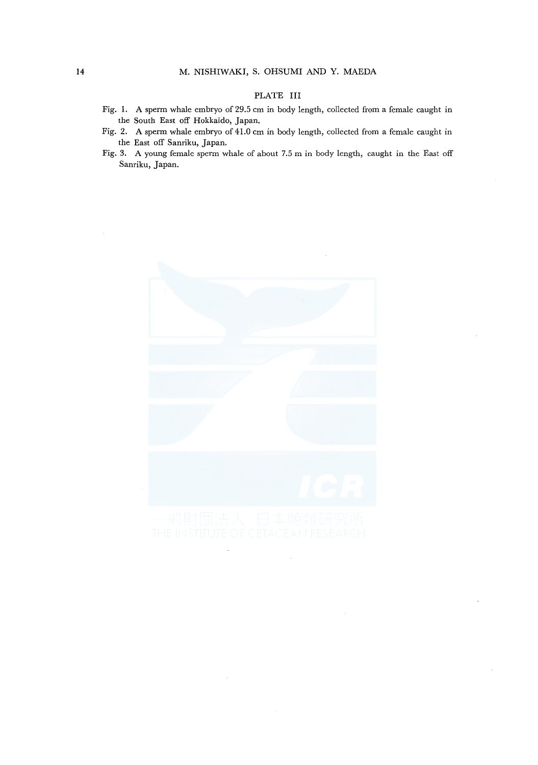## PLATE III

Fig. 1. A sperm whale embryo of 29.5 cm in body length, collected from a female caught in the South East off Hokkaido, Japan.

Fig. 2. A sperm whale embryo of 41.0 cm in body length, collected from a female caught in the East off Sanriku, Japan.

Fig. 3. A young female sperm whale of about 7.5 m in body length, caught in the East off Sanriku, Japan.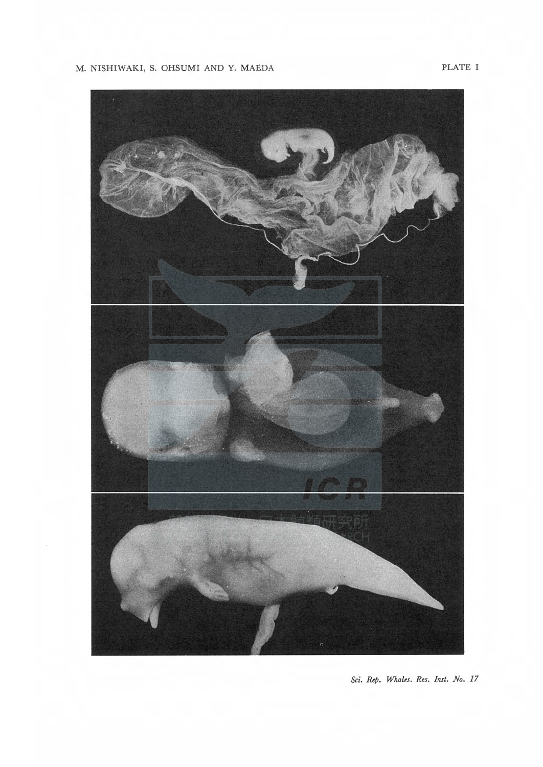PLATE I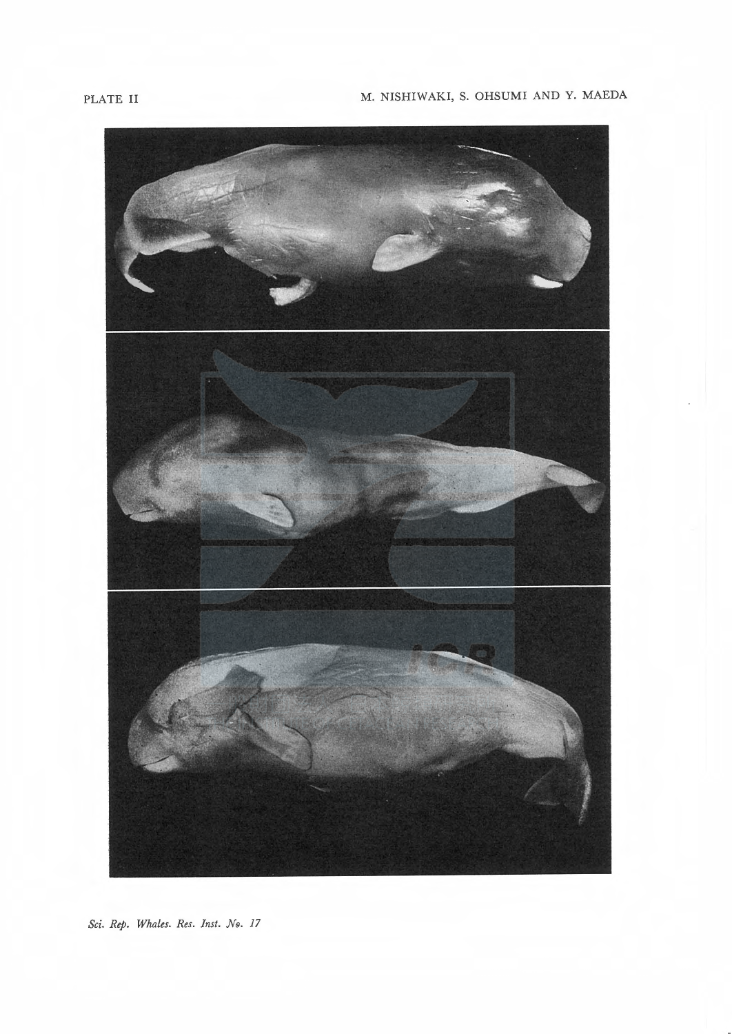PLATE II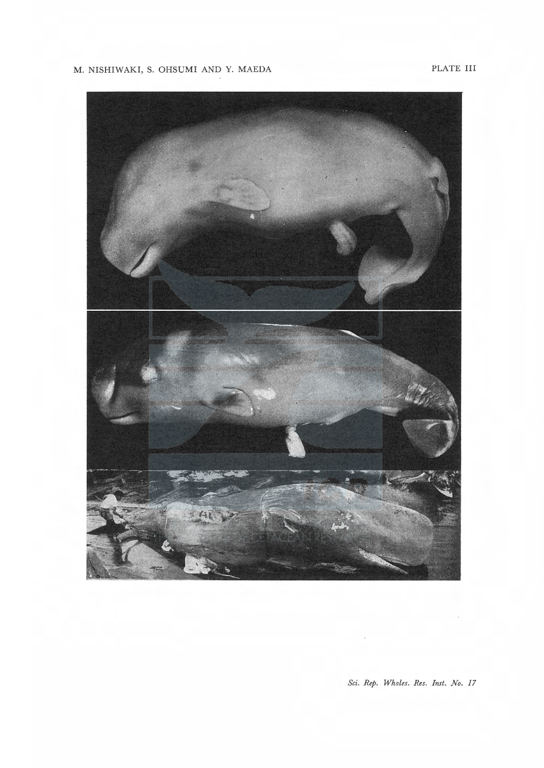PLATE III